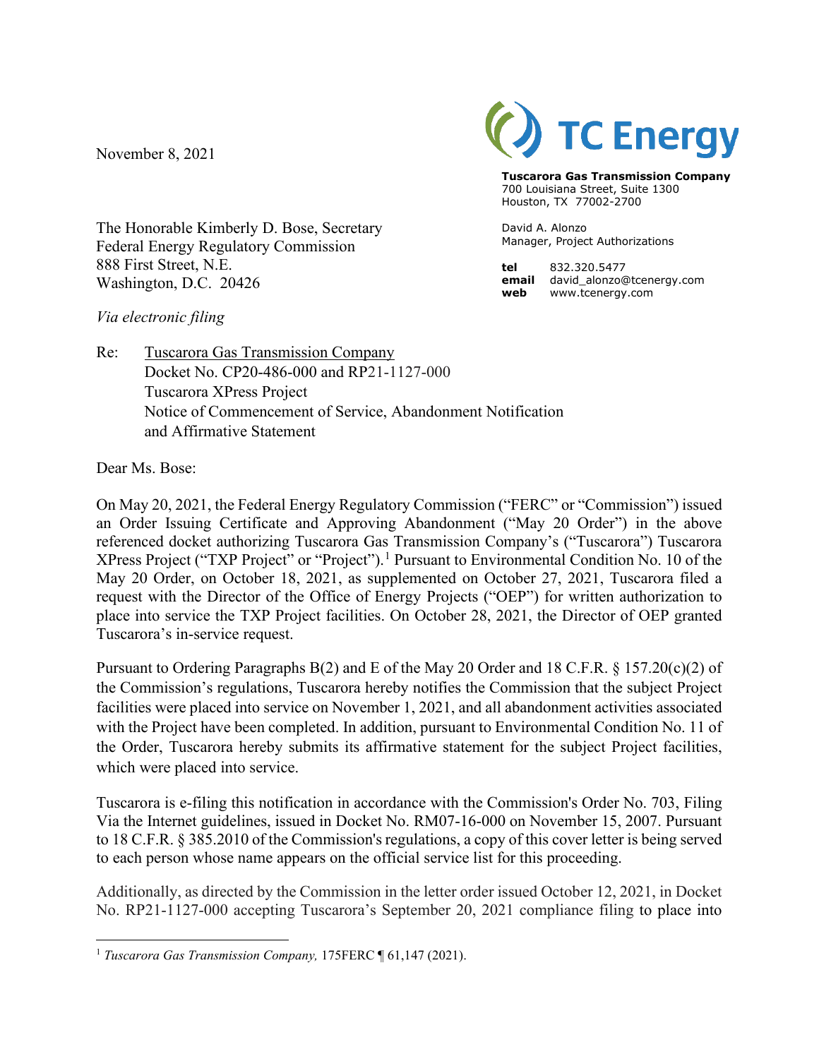November 8, 2021

TC Energy

**Tuscarora Gas Transmission Company**
700 Louisiana Street, Suite 1300
Houston, TX 77002-2700

David A. Alonzo
Manager, Project Authorizations

**tel** 832.320.5477
**email** david_alonzo@tcenergy.com
**web** www.tcenergy.com

The Honorable Kimberly D. Bose, Secretary
Federal Energy Regulatory Commission
888 First Street, N.E.
Washington, D.C. 20426

*Via electronic filing*

Re: Tuscarora Gas Transmission Company
Docket No. CP20-486-000 and RP21-1127-000
Tuscarora XPress Project
Notice of Commencement of Service, Abandonment Notification and Affirmative Statement

Dear Ms. Bose:

On May 20, 2021, the Federal Energy Regulatory Commission ("FERC" or "Commission") issued an Order Issuing Certificate and Approving Abandonment ("May 20 Order") in the above referenced docket authorizing Tuscarora Gas Transmission Company's ("Tuscarora") Tuscarora XPress Project ("TXP Project" or "Project").[1] Pursuant to Environmental Condition No. 10 of the May 20 Order, on October 18, 2021, as supplemented on October 27, 2021, Tuscarora filed a request with the Director of the Office of Energy Projects ("OEP") for written authorization to place into service the TXP Project facilities. On October 28, 2021, the Director of OEP granted Tuscarora's in-service request.

Pursuant to Ordering Paragraphs B(2) and E of the May 20 Order and 18 C.F.R. § 157.20(c)(2) of the Commission's regulations, Tuscarora hereby notifies the Commission that the subject Project facilities were placed into service on November 1, 2021, and all abandonment activities associated with the Project have been completed. In addition, pursuant to Environmental Condition No. 11 of the Order, Tuscarora hereby submits its affirmative statement for the subject Project facilities, which were placed into service.

Tuscarora is e-filing this notification in accordance with the Commission's Order No. 703, Filing Via the Internet guidelines, issued in Docket No. RM07-16-000 on November 15, 2007. Pursuant to 18 C.F.R. § 385.2010 of the Commission's regulations, a copy of this cover letter is being served to each person whose name appears on the official service list for this proceeding.

Additionally, as directed by the Commission in the letter order issued October 12, 2021, in Docket No. RP21-1127-000 accepting Tuscarora's September 20, 2021 compliance filing to place into

[1] *Tuscarora Gas Transmission Company,* 175FERC ¶ 61,147 (2021).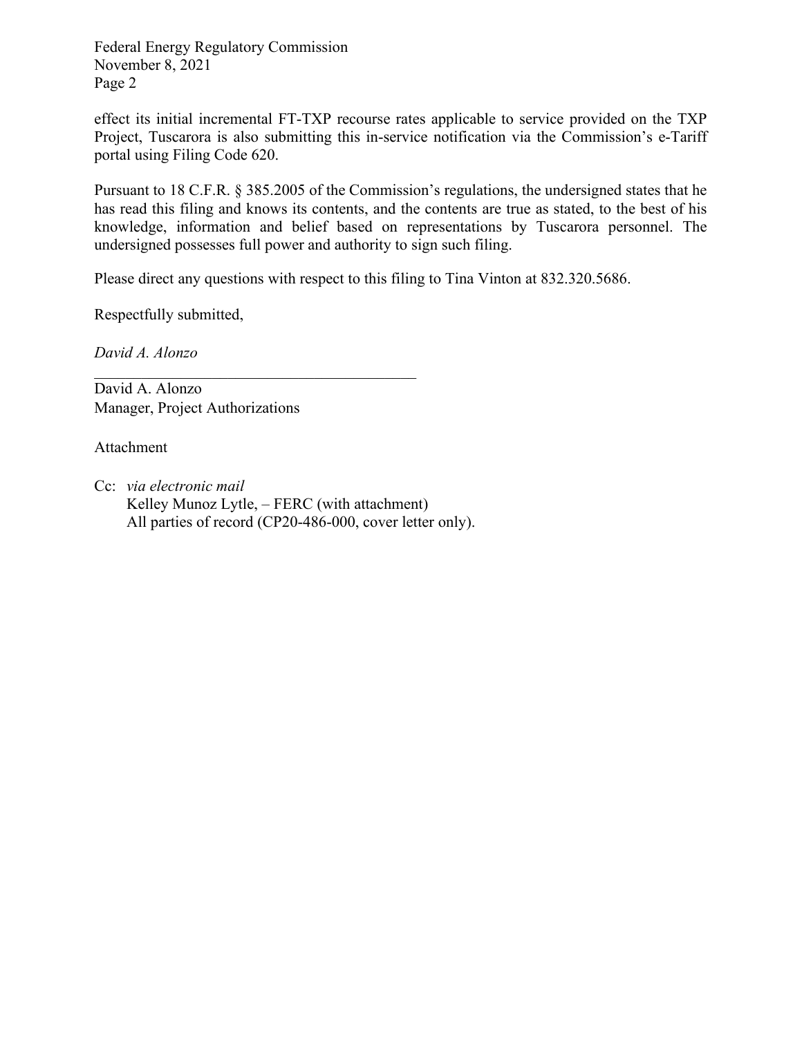effect its initial incremental FT-TXP recourse rates applicable to service provided on the TXP Project, Tuscarora is also submitting this in-service notification via the Commission's e-Tariff portal using Filing Code 620.

Pursuant to 18 C.F.R. § 385.2005 of the Commission's regulations, the undersigned states that he has read this filing and knows its contents, and the contents are true as stated, to the best of his knowledge, information and belief based on representations by Tuscarora personnel. The undersigned possesses full power and authority to sign such filing.

Please direct any questions with respect to this filing to Tina Vinton at 832.320.5686.

Respectfully submitted,

*David A. Alonzo*

\_\_\_\_\_\_\_\_\_\_\_\_\_\_\_\_\_\_\_\_\_\_\_\_\_\_\_\_\_\_\_\_\_\_\_\_\_\_\_\_

David A. Alonzo
Manager, Project Authorizations

Attachment

Cc: *via electronic mail*
Kelley Munoz Lytle, – FERC (with attachment)
All parties of record (CP20-486-000, cover letter only).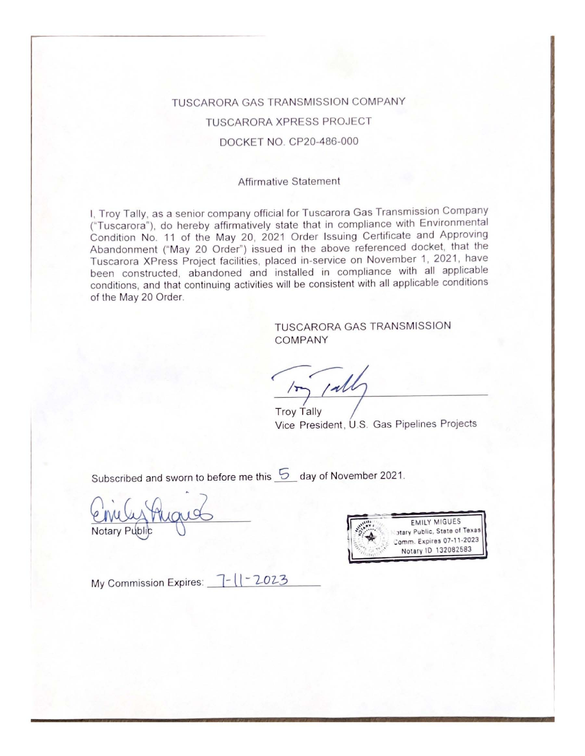TUSCARORA GAS TRANSMISSION COMPANY

TUSCARORA XPRESS PROJECT

DOCKET NO. CP20-486-000

Affirmative Statement

I, Troy Tally, as a senior company official for Tuscarora Gas Transmission Company ("Tuscarora"), do hereby affirmatively state that in compliance with Environmental Condition No. 11 of the May 20, 2021 Order Issuing Certificate and Approving Abandonment ("May 20 Order") issued in the above referenced docket, that the Tuscarora XPress Project facilities, placed in-service on November 1, 2021, have been constructed, abandoned and installed in compliance with all applicable conditions, and that continuing activities will be consistent with all applicable conditions of the May 20 Order.

TUSCARORA GAS TRANSMISSION COMPANY

Troy Tally
Vice President, U.S. Gas Pipelines Projects

Subscribed and sworn to before me this 5 day of November 2021.

Notary Public

EMILY MIGUES
Notary Public, State of Texas
Comm. Expires 07-11-2023
Notary ID 132082583

My Commission Expires: 7-11-2023